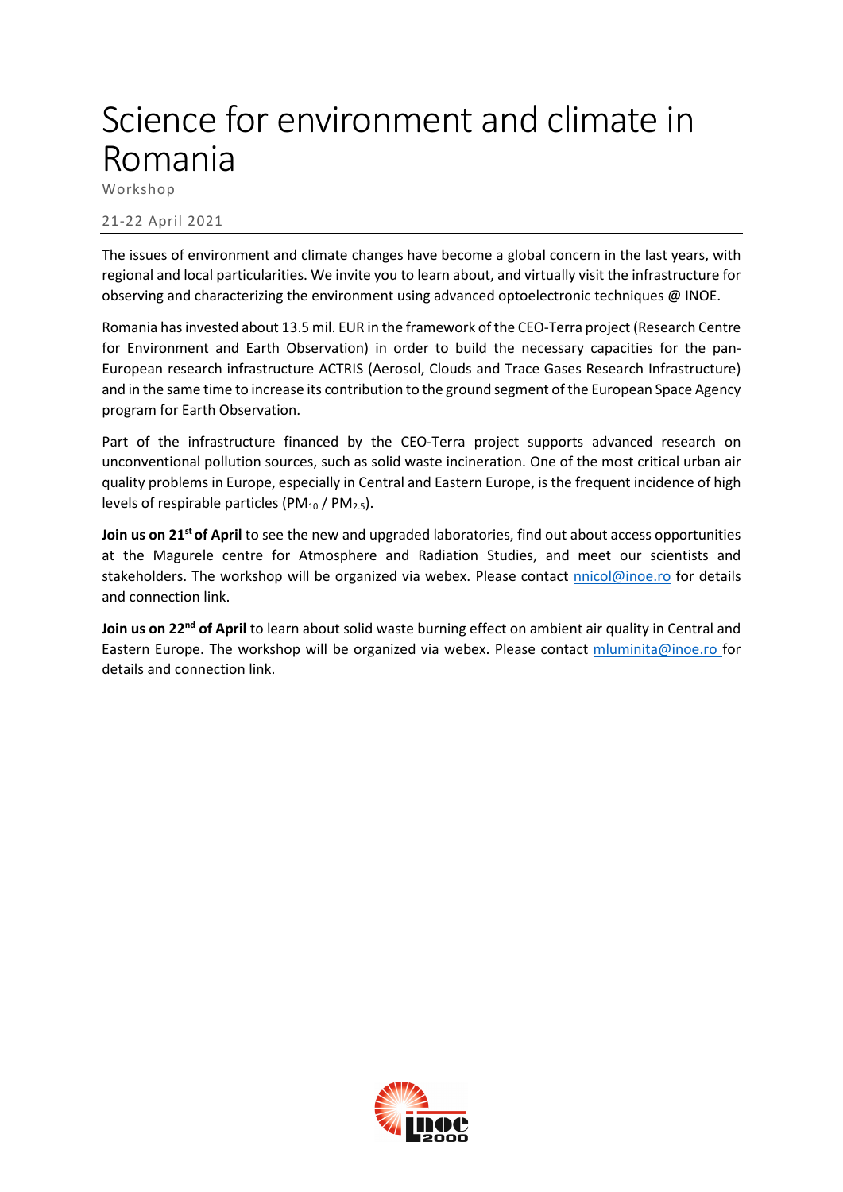# Science for environment and climate in Romania

Workshop

21-22 April 2021

The issues of environment and climate changes have become a global concern in the last years, with regional and local particularities. We invite you to learn about, and virtually visit the infrastructure for observing and characterizing the environment using advanced optoelectronic techniques @ INOE.

Romania has invested about 13.5 mil. EUR in the framework of the CEO-Terra project (Research Centre for Environment and Earth Observation) in order to build the necessary capacities for the pan-European research infrastructure ACTRIS (Aerosol, Clouds and Trace Gases Research Infrastructure) and in the same time to increase its contribution to the ground segment of the European Space Agency program for Earth Observation.

Part of the infrastructure financed by the CEO-Terra project supports advanced research on unconventional pollution sources, such as solid waste incineration. One of the most critical urban air quality problems in Europe, especially in Central and Eastern Europe, is the frequent incidence of high levels of respirable particles ($PM_{10}$ / $PM_{2.5}$).

**Join us on 21st of April** to see the new and upgraded laboratories, find out about access opportunities at the Magurele centre for Atmosphere and Radiation Studies, and meet our scientists and stakeholders. The workshop will be organized via webex. Please contact nnicol@inoe.ro for details and connection link.

**Join us on 22nd of April** to learn about solid waste burning effect on ambient air quality in Central and Eastern Europe. The workshop will be organized via webex. Please contact mluminita@inoe.ro for details and connection link.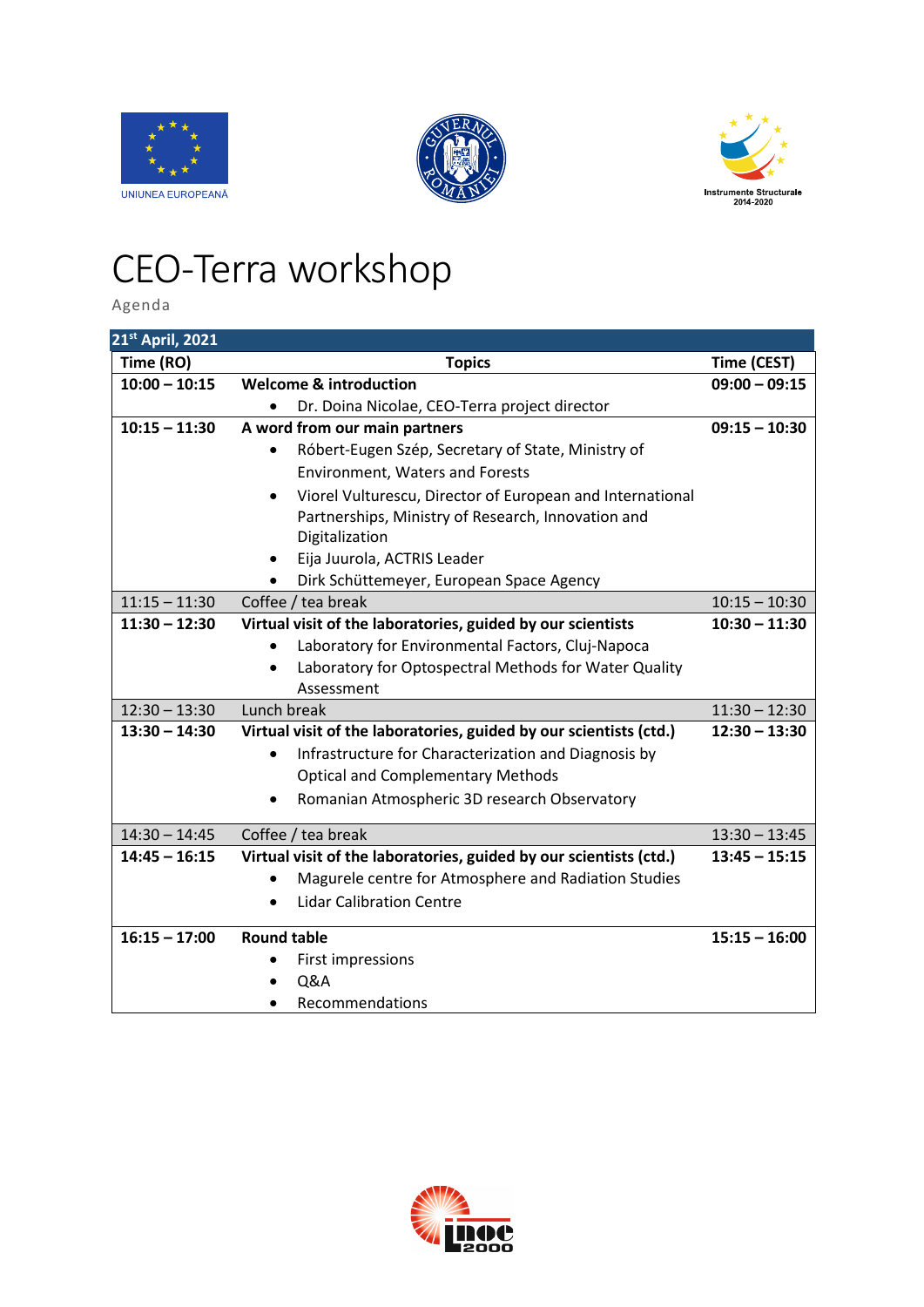UNIUNEA EUROPEANĂ

Instrumente Structurale 2014-2020

# CEO-Terra workshop

Agenda

| 21st April, 2021 | | |
|---|---|---|
| **Time (RO)** | **Topics** | **Time (CEST)** |
| **10:00 – 10:15** | **Welcome & introduction**<br>• Dr. Doina Nicolae, CEO-Terra project director | **09:00 – 09:15** |
| **10:15 – 11:30** | **A word from our main partners**<br>• Róbert-Eugen Szép, Secretary of State, Ministry of Environment, Waters and Forests<br>• Viorel Vulturescu, Director of European and International Partnerships, Ministry of Research, Innovation and Digitalization<br>• Eija Juurola, ACTRIS Leader<br>• Dirk Schüttemeyer, European Space Agency | **09:15 – 10:30** |
| 11:15 – 11:30 | Coffee / tea break | 10:15 – 10:30 |
| **11:30 – 12:30** | **Virtual visit of the laboratories, guided by our scientists**<br>• Laboratory for Environmental Factors, Cluj-Napoca<br>• Laboratory for Optospectral Methods for Water Quality Assessment | **10:30 – 11:30** |
| 12:30 – 13:30 | Lunch break | 11:30 – 12:30 |
| **13:30 – 14:30** | **Virtual visit of the laboratories, guided by our scientists (ctd.)**<br>• Infrastructure for Characterization and Diagnosis by Optical and Complementary Methods<br>• Romanian Atmospheric 3D research Observatory | **12:30 – 13:30** |
| 14:30 – 14:45 | Coffee / tea break | 13:30 – 13:45 |
| **14:45 – 16:15** | **Virtual visit of the laboratories, guided by our scientists (ctd.)**<br>• Magurele centre for Atmosphere and Radiation Studies<br>• Lidar Calibration Centre | **13:45 – 15:15** |
| **16:15 – 17:00** | **Round table**<br>• First impressions<br>• Q&A<br>• Recommendations | **15:15 – 16:00** |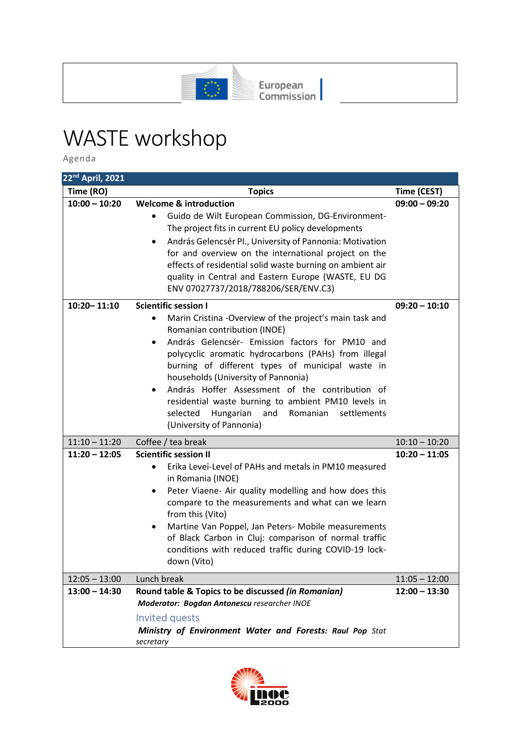European Commission

# WASTE workshop

Agenda

| 22nd April, 2021 | | |
|---|---|---|
| **Time (RO)** | **Topics** | **Time (CEST)** |
| **10:00 – 10:20** | **Welcome & introduction**<br>• Guido de Wilt European Commission, DG-Environment- The project fits in current EU policy developments<br>• András Gelencsér PI., University of Pannonia: Motivation for and overview on the international project on the effects of residential solid waste burning on ambient air quality in Central and Eastern Europe (WASTE, EU DG ENV 07027737/2018/788206/SER/ENV.C3) | **09:00 – 09:20** |
| **10:20– 11:10** | **Scientific session I**<br>• Marin Cristina -Overview of the project's main task and Romanian contribution (INOE)<br>• András Gelencsér- Emission factors for PM10 and polycyclic aromatic hydrocarbons (PAHs) from illegal burning of different types of municipal waste in households (University of Pannonia)<br>• András Hoffer Assessment of the contribution of residential waste burning to ambient PM10 levels in selected Hungarian and Romanian settlements (University of Pannonia) | **09:20 – 10:10** |
| 11:10 – 11:20 | Coffee / tea break | 10:10 – 10:20 |
| **11:20 – 12:05** | **Scientific session II**<br>• Erika Levei-Level of PAHs and metals in PM10 measured in Romania (INOE)<br>• Peter Viaene- Air quality modelling and how does this compare to the measurements and what can we learn from this (Vito)<br>• Martine Van Poppel, Jan Peters- Mobile measurements of Black Carbon in Cluj: comparison of normal traffic conditions with reduced traffic during COVID-19 lock-down (Vito) | **10:20 – 11:05** |
| 12:05 – 13:00 | Lunch break | 11:05 – 12:00 |
| **13:00 – 14:30** | **Round table & Topics to be discussed *(in Romanian)***<br>***Moderator: Bogdan Antonescu** researcher INOE*<br>Invited quests<br>***Ministry of Environment Water and Forests: Raul Pop** Stat secretary* | **12:00 – 13:30** |

INOE 2000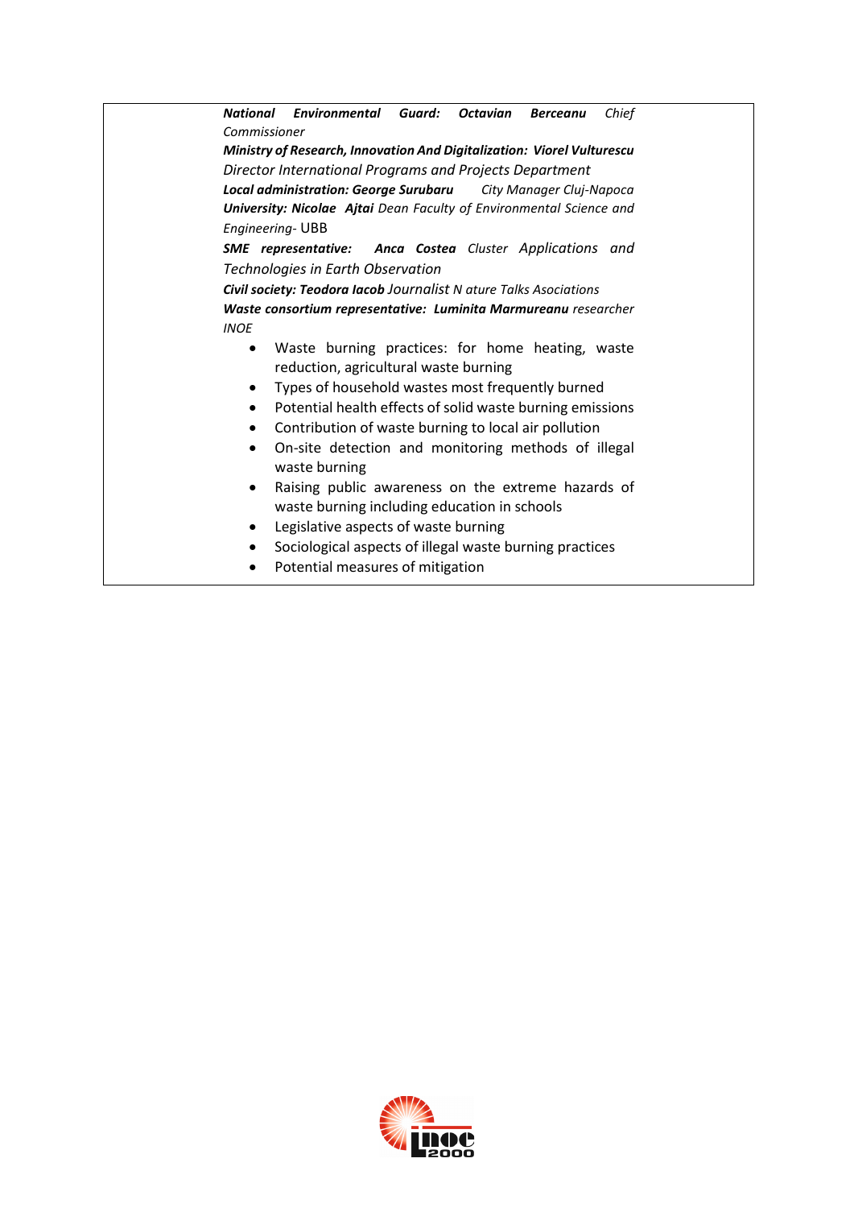***National Environmental Guard: Octavian Berceanu*** *Chief Commissioner*

***Ministry of Research, Innovation And Digitalization: Viorel Vulturescu*** *Director International Programs and Projects Department*

***Local administration: George Surubaru*** *City Manager Cluj-Napoca*

***University: Nicolae Ajtai*** *Dean Faculty of Environmental Science and Engineering*- UBB

***SME representative: Anca Costea*** *Cluster Applications and Technologies in Earth Observation*

***Civil society: Teodora Iacob*** *Journalist N ature Talks Asociations*

***Waste consortium representative: Luminita Marmureanu*** *researcher INOE*

- Waste burning practices: for home heating, waste reduction, agricultural waste burning
- Types of household wastes most frequently burned
- Potential health effects of solid waste burning emissions
- Contribution of waste burning to local air pollution
- On-site detection and monitoring methods of illegal waste burning
- Raising public awareness on the extreme hazards of waste burning including education in schools
- Legislative aspects of waste burning
- Sociological aspects of illegal waste burning practices
- Potential measures of mitigation